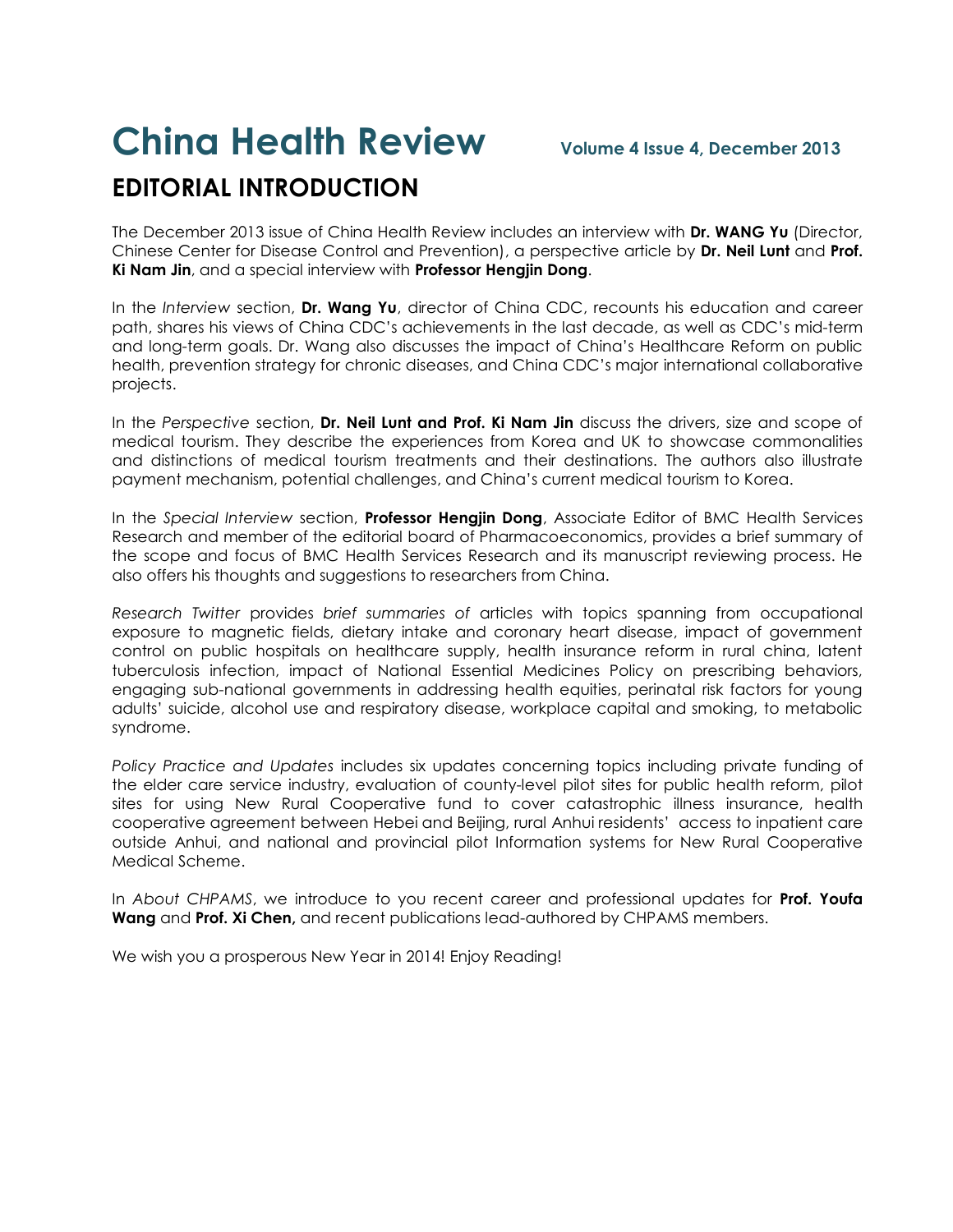# China Health Review

Volume 4 Issue 4, December 2013

## EDITORIAL INTRODUCTION

The December 2013 issue of China Health Review includes an interview with **Dr. WANG Yu** (Director, Chinese Center for Disease Control and Prevention), a perspective article by **Dr. Neil Lunt** and **Prof. Ki Nam Jin**, and a special interview with **Professor Hengjin Dong**.

In the *Interview* section, **Dr. Wang Yu**, director of China CDC, recounts his education and career path, shares his views of China CDC's achievements in the last decade, as well as CDC's mid-term and long-term goals. Dr. Wang also discusses the impact of China's Healthcare Reform on public health, prevention strategy for chronic diseases, and China CDC's major international collaborative projects.

In the *Perspective* section, **Dr. Neil Lunt and Prof. Ki Nam Jin** discuss the drivers, size and scope of medical tourism. They describe the experiences from Korea and UK to showcase commonalities and distinctions of medical tourism treatments and their destinations. The authors also illustrate payment mechanism, potential challenges, and China's current medical tourism to Korea.

In the *Special Interview* section, **Professor Hengjin Dong**, Associate Editor of BMC Health Services Research and member of the editorial board of Pharmacoeconomics, provides a brief summary of the scope and focus of BMC Health Services Research and its manuscript reviewing process. He also offers his thoughts and suggestions to researchers from China.

*Research Twitter* provides *brief summaries of* articles with topics spanning from occupational exposure to magnetic fields, dietary intake and coronary heart disease, impact of government control on public hospitals on healthcare supply, health insurance reform in rural china, latent tuberculosis infection, impact of National Essential Medicines Policy on prescribing behaviors, engaging sub-national governments in addressing health equities, perinatal risk factors for young adults' suicide, alcohol use and respiratory disease, workplace capital and smoking, to metabolic syndrome.

*Policy Practice and Updates* includes six updates concerning topics including private funding of the elder care service industry, evaluation of county-level pilot sites for public health reform, pilot sites for using New Rural Cooperative fund to cover catastrophic illness insurance, health cooperative agreement between Hebei and Beijing, rural Anhui residents' access to inpatient care outside Anhui, and national and provincial pilot Information systems for New Rural Cooperative Medical Scheme.

In *About CHPAMS*, we introduce to you recent career and professional updates for **Prof. Youfa Wang** and **Prof. Xi Chen,** and recent publications lead-authored by CHPAMS members.

We wish you a prosperous New Year in 2014! Enjoy Reading!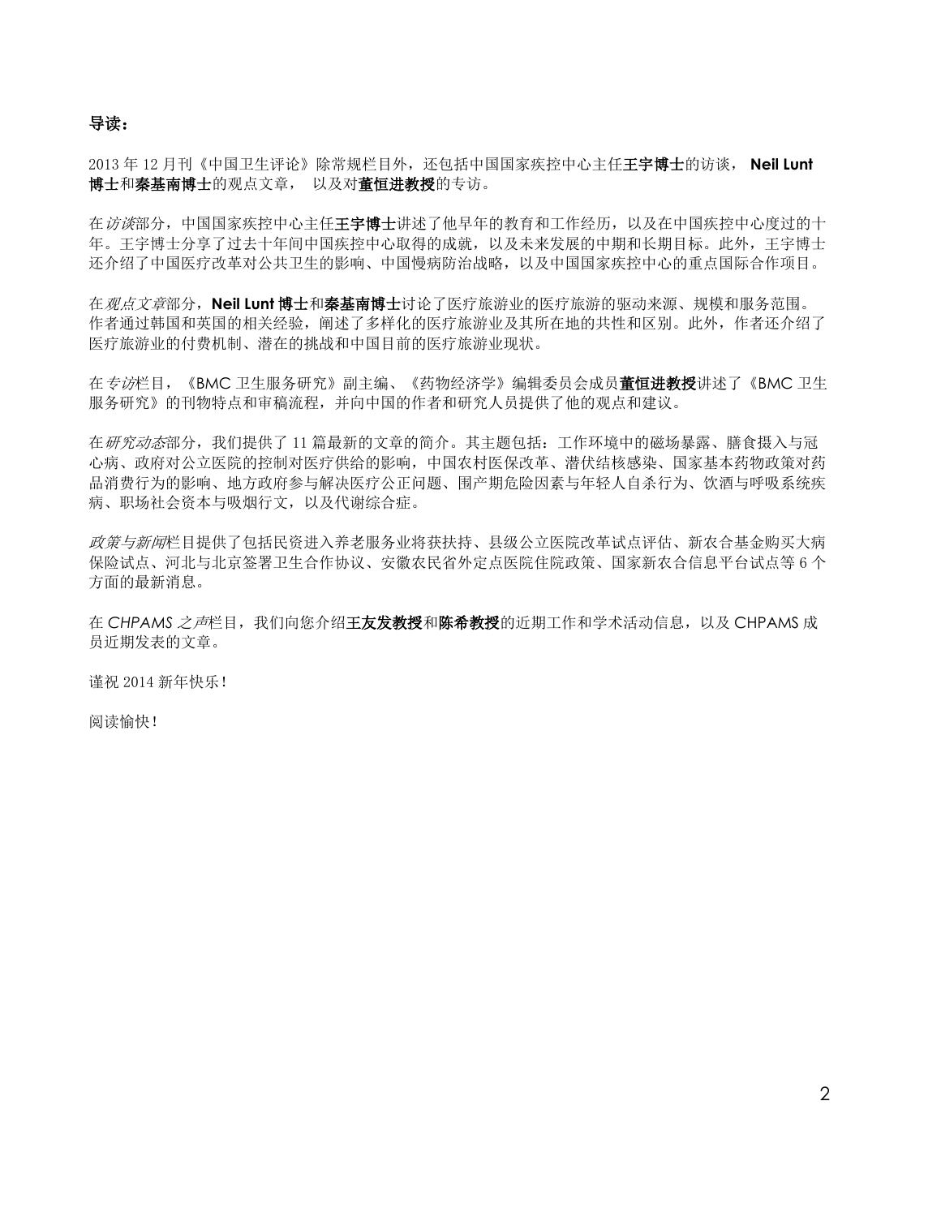**导读：**

2013 年 12 月刊《中国卫生评论》除常规栏目外，还包括中国国家疾控中心主任**王宇博士**的访谈，**Neil Lunt 博士**和**秦基南博士**的观点文章，以及对**董恒进教授**的专访。

在*访谈*部分，中国国家疾控中心主任**王宇博士**讲述了他早年的教育和工作经历，以及在中国疾控中心度过的十年。王宇博士分享了过去十年间中国疾控中心取得的成就，以及未来发展的中期和长期目标。此外，王宇博士还介绍了中国医疗改革对公共卫生的影响、中国慢病防治战略，以及中国国家疾控中心的重点国际合作项目。

在*观点文章*部分，**Neil Lunt 博士**和**秦基南博士**讨论了医疗旅游业的医疗旅游的驱动来源、规模和服务范围。作者通过韩国和英国的相关经验，阐述了多样化的医疗旅游业及其所在地的共性和区别。此外，作者还介绍了医疗旅游业的付费机制、潜在的挑战和中国目前的医疗旅游业现状。

在*专访*栏目，《BMC 卫生服务研究》副主编、《药物经济学》编辑委员会成员**董恒进教授**讲述了《BMC 卫生服务研究》的刊物特点和审稿流程，并向中国的作者和研究人员提供了他的观点和建议。

在*研究动态*部分，我们提供了 11 篇最新的文章的简介。其主题包括：工作环境中的磁场暴露、膳食摄入与冠心病、政府对公立医院的控制对医疗供给的影响，中国农村医保改革、潜伏结核感染、国家基本药物政策对药品消费行为的影响、地方政府参与解决医疗公正问题、围产期危险因素与年轻人自杀行为、饮酒与呼吸系统疾病、职场社会资本与吸烟行文，以及代谢综合症。

*政策与新闻*栏目提供了包括民资进入养老服务业将获扶持、县级公立医院改革试点评估、新农合基金购买大病保险试点、河北与北京签署卫生合作协议、安徽农民省外定点医院住院政策、国家新农合信息平台试点等 6 个方面的最新消息。

在 *CHPAMS 之声*栏目，我们向您介绍**王友发教授**和**陈希教授**的近期工作和学术活动信息，以及 CHPAMS 成员近期发表的文章。

谨祝 2014 新年快乐！

阅读愉快！